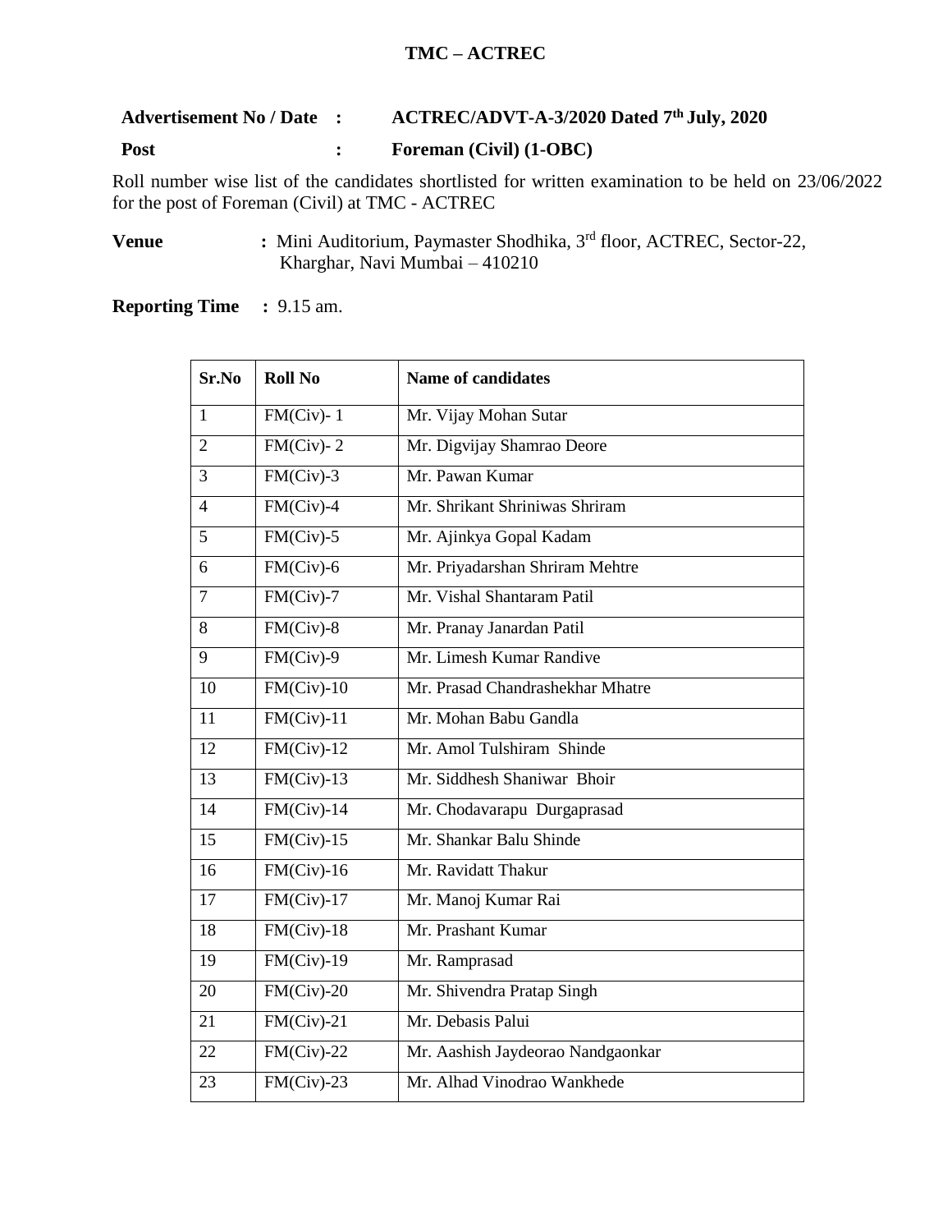**TMC – ACTREC**

**Advertisement No / Date : ACTREC/ADVT-A-3/2020 Dated 7th July, 2020**

**Post : Foreman (Civil) (1-OBC)**

Roll number wise list of the candidates shortlisted for written examination to be held on 23/06/2022 for the post of Foreman (Civil) at TMC - ACTREC

**Venue** : Mini Auditorium, Paymaster Shodhika, 3rd floor, ACTREC, Sector-22, Kharghar, Navi Mumbai – 410210

**Reporting Time** : 9.15 am.

| Sr.No | Roll No | Name of candidates |
|---|---|---|
| 1 | FM(Civ)- 1 | Mr. Vijay Mohan Sutar |
| 2 | FM(Civ)- 2 | Mr. Digvijay Shamrao Deore |
| 3 | FM(Civ)-3 | Mr. Pawan Kumar |
| 4 | FM(Civ)-4 | Mr. Shrikant Shriniwas Shriram |
| 5 | FM(Civ)-5 | Mr. Ajinkya Gopal Kadam |
| 6 | FM(Civ)-6 | Mr. Priyadarshan Shriram Mehtre |
| 7 | FM(Civ)-7 | Mr. Vishal Shantaram Patil |
| 8 | FM(Civ)-8 | Mr. Pranay Janardan Patil |
| 9 | FM(Civ)-9 | Mr. Limesh Kumar Randive |
| 10 | FM(Civ)-10 | Mr. Prasad Chandrashekhar Mhatre |
| 11 | FM(Civ)-11 | Mr. Mohan Babu Gandla |
| 12 | FM(Civ)-12 | Mr. Amol Tulshiram Shinde |
| 13 | FM(Civ)-13 | Mr. Siddhesh Shaniwar Bhoir |
| 14 | FM(Civ)-14 | Mr. Chodavarapu Durgaprasad |
| 15 | FM(Civ)-15 | Mr. Shankar Balu Shinde |
| 16 | FM(Civ)-16 | Mr. Ravidatt Thakur |
| 17 | FM(Civ)-17 | Mr. Manoj Kumar Rai |
| 18 | FM(Civ)-18 | Mr. Prashant Kumar |
| 19 | FM(Civ)-19 | Mr. Ramprasad |
| 20 | FM(Civ)-20 | Mr. Shivendra Pratap Singh |
| 21 | FM(Civ)-21 | Mr. Debasis Palui |
| 22 | FM(Civ)-22 | Mr. Aashish Jaydeorao Nandgaonkar |
| 23 | FM(Civ)-23 | Mr. Alhad Vinodrao Wankhede |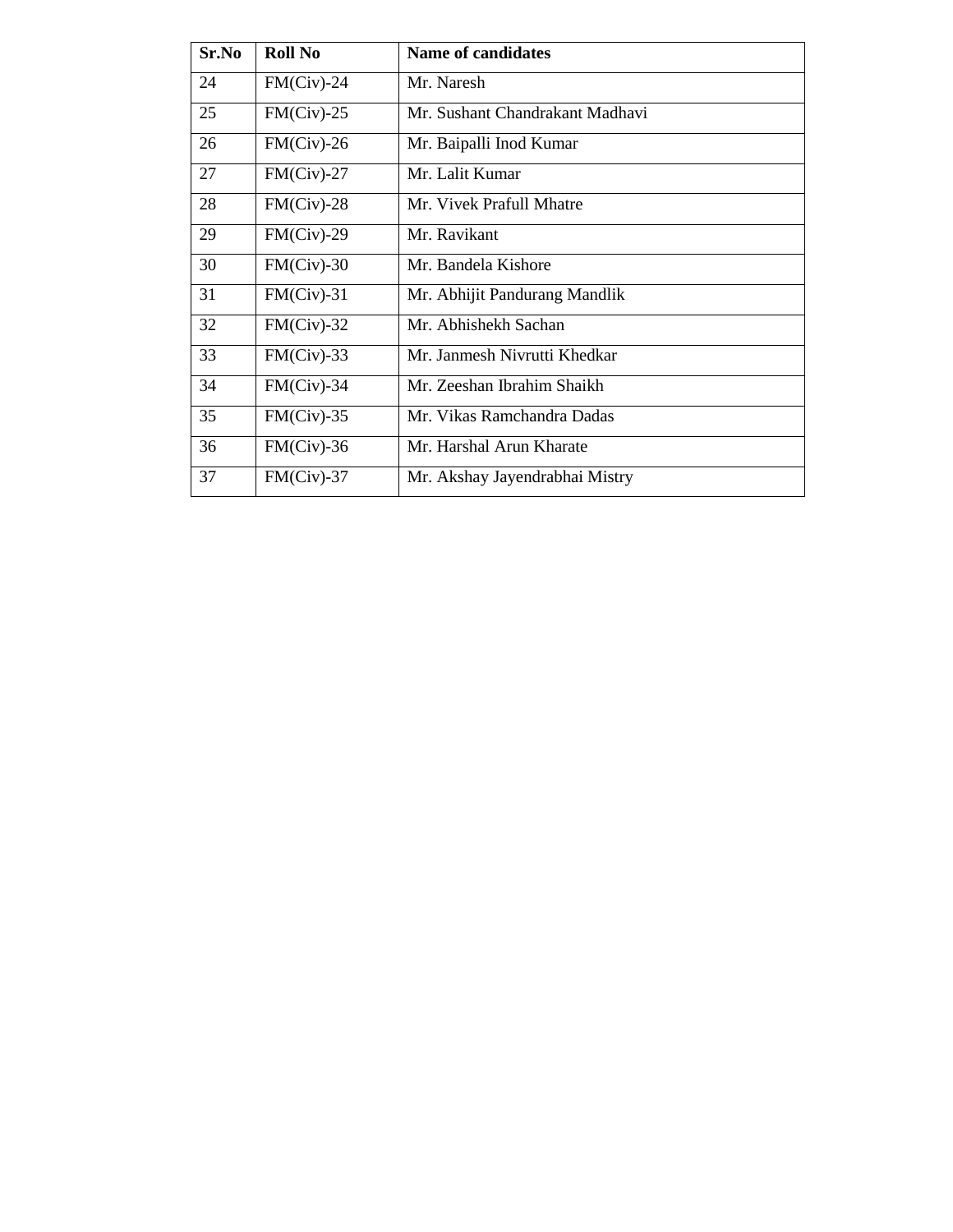| Sr.No | Roll No | Name of candidates |
|---|---|---|
| 24 | FM(Civ)-24 | Mr. Naresh |
| 25 | FM(Civ)-25 | Mr. Sushant Chandrakant Madhavi |
| 26 | FM(Civ)-26 | Mr. Baipalli Inod Kumar |
| 27 | FM(Civ)-27 | Mr. Lalit Kumar |
| 28 | FM(Civ)-28 | Mr. Vivek Prafull Mhatre |
| 29 | FM(Civ)-29 | Mr. Ravikant |
| 30 | FM(Civ)-30 | Mr. Bandela Kishore |
| 31 | FM(Civ)-31 | Mr. Abhijit Pandurang Mandlik |
| 32 | FM(Civ)-32 | Mr. Abhishekh Sachan |
| 33 | FM(Civ)-33 | Mr. Janmesh Nivrutti Khedkar |
| 34 | FM(Civ)-34 | Mr. Zeeshan Ibrahim Shaikh |
| 35 | FM(Civ)-35 | Mr. Vikas Ramchandra Dadas |
| 36 | FM(Civ)-36 | Mr. Harshal Arun Kharate |
| 37 | FM(Civ)-37 | Mr. Akshay Jayendrabhai Mistry |